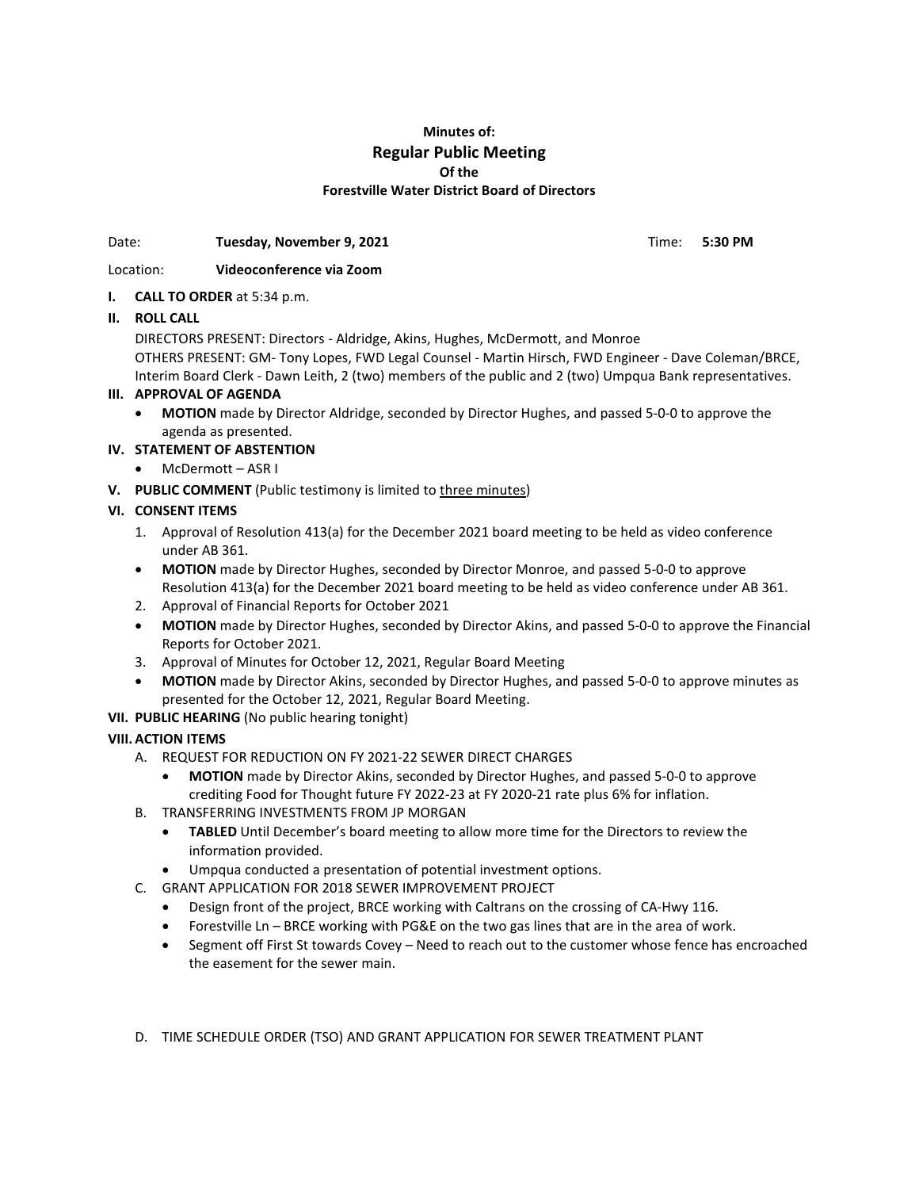**Minutes of:**

# Regular Public Meeting

**Of the**

**Forestville Water District Board of Directors**

Date: **Tuesday, November 9, 2021** Time: **5:30 PM**

Location: **Videoconference via Zoom**

**I. CALL TO ORDER** at 5:34 p.m.

**II. ROLL CALL**

DIRECTORS PRESENT: Directors - Aldridge, Akins, Hughes, McDermott, and Monroe
OTHERS PRESENT: GM- Tony Lopes, FWD Legal Counsel - Martin Hirsch, FWD Engineer - Dave Coleman/BRCE, Interim Board Clerk - Dawn Leith, 2 (two) members of the public and 2 (two) Umpqua Bank representatives.

**III. APPROVAL OF AGENDA**

- **MOTION** made by Director Aldridge, seconded by Director Hughes, and passed 5-0-0 to approve the agenda as presented.

**IV. STATEMENT OF ABSTENTION**

- McDermott – ASR I

**V. PUBLIC COMMENT** (Public testimony is limited to three minutes)

**VI. CONSENT ITEMS**

1. Approval of Resolution 413(a) for the December 2021 board meeting to be held as video conference under AB 361.

- **MOTION** made by Director Hughes, seconded by Director Monroe, and passed 5-0-0 to approve Resolution 413(a) for the December 2021 board meeting to be held as video conference under AB 361.

2. Approval of Financial Reports for October 2021

- **MOTION** made by Director Hughes, seconded by Director Akins, and passed 5-0-0 to approve the Financial Reports for October 2021.

3. Approval of Minutes for October 12, 2021, Regular Board Meeting

- **MOTION** made by Director Akins, seconded by Director Hughes, and passed 5-0-0 to approve minutes as presented for the October 12, 2021, Regular Board Meeting.

**VII. PUBLIC HEARING** (No public hearing tonight)

**VIII. ACTION ITEMS**

A. REQUEST FOR REDUCTION ON FY 2021-22 SEWER DIRECT CHARGES

- **MOTION** made by Director Akins, seconded by Director Hughes, and passed 5-0-0 to approve crediting Food for Thought future FY 2022-23 at FY 2020-21 rate plus 6% for inflation.

B. TRANSFERRING INVESTMENTS FROM JP MORGAN

- **TABLED** Until December's board meeting to allow more time for the Directors to review the information provided.
- Umpqua conducted a presentation of potential investment options.

C. GRANT APPLICATION FOR 2018 SEWER IMPROVEMENT PROJECT

- Design front of the project, BRCE working with Caltrans on the crossing of CA-Hwy 116.
- Forestville Ln – BRCE working with PG&E on the two gas lines that are in the area of work.
- Segment off First St towards Covey – Need to reach out to the customer whose fence has encroached the easement for the sewer main.

D. TIME SCHEDULE ORDER (TSO) AND GRANT APPLICATION FOR SEWER TREATMENT PLANT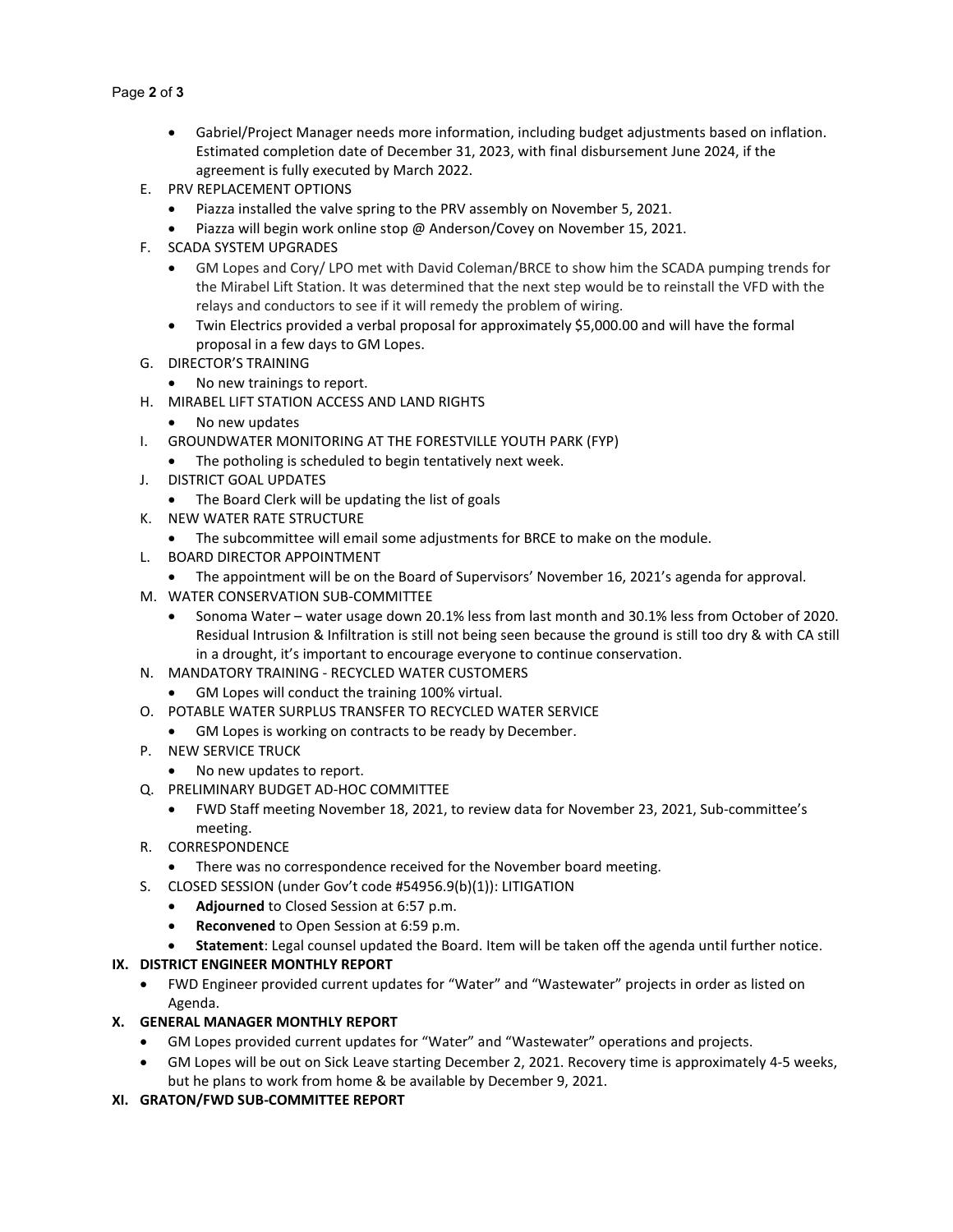- Gabriel/Project Manager needs more information, including budget adjustments based on inflation. Estimated completion date of December 31, 2023, with final disbursement June 2024, if the agreement is fully executed by March 2022.

E. PRV REPLACEMENT OPTIONS
   - Piazza installed the valve spring to the PRV assembly on November 5, 2021.
   - Piazza will begin work online stop @ Anderson/Covey on November 15, 2021.

F. SCADA SYSTEM UPGRADES
   - GM Lopes and Cory/ LPO met with David Coleman/BRCE to show him the SCADA pumping trends for the Mirabel Lift Station. It was determined that the next step would be to reinstall the VFD with the relays and conductors to see if it will remedy the problem of wiring.
   - Twin Electrics provided a verbal proposal for approximately $5,000.00 and will have the formal proposal in a few days to GM Lopes.

G. DIRECTOR'S TRAINING
   - No new trainings to report.

H. MIRABEL LIFT STATION ACCESS AND LAND RIGHTS
   - No new updates

I. GROUNDWATER MONITORING AT THE FORESTVILLE YOUTH PARK (FYP)
   - The potholing is scheduled to begin tentatively next week.

J. DISTRICT GOAL UPDATES
   - The Board Clerk will be updating the list of goals

K. NEW WATER RATE STRUCTURE
   - The subcommittee will email some adjustments for BRCE to make on the module.

L. BOARD DIRECTOR APPOINTMENT
   - The appointment will be on the Board of Supervisors' November 16, 2021's agenda for approval.

M. WATER CONSERVATION SUB-COMMITTEE
   - Sonoma Water – water usage down 20.1% less from last month and 30.1% less from October of 2020. Residual Intrusion & Infiltration is still not being seen because the ground is still too dry & with CA still in a drought, it's important to encourage everyone to continue conservation.

N. MANDATORY TRAINING - RECYCLED WATER CUSTOMERS
   - GM Lopes will conduct the training 100% virtual.

O. POTABLE WATER SURPLUS TRANSFER TO RECYCLED WATER SERVICE
   - GM Lopes is working on contracts to be ready by December.

P. NEW SERVICE TRUCK
   - No new updates to report.

Q. PRELIMINARY BUDGET AD-HOC COMMITTEE
   - FWD Staff meeting November 18, 2021, to review data for November 23, 2021, Sub-committee's meeting.

R. CORRESPONDENCE
   - There was no correspondence received for the November board meeting.

S. CLOSED SESSION (under Gov't code #54956.9(b)(1)): LITIGATION
   - **Adjourned** to Closed Session at 6:57 p.m.
   - **Reconvened** to Open Session at 6:59 p.m.
   - **Statement**: Legal counsel updated the Board. Item will be taken off the agenda until further notice.

**IX. DISTRICT ENGINEER MONTHLY REPORT**

- FWD Engineer provided current updates for "Water" and "Wastewater" projects in order as listed on Agenda.

**X. GENERAL MANAGER MONTHLY REPORT**

- GM Lopes provided current updates for "Water" and "Wastewater" operations and projects.
- GM Lopes will be out on Sick Leave starting December 2, 2021. Recovery time is approximately 4-5 weeks, but he plans to work from home & be available by December 9, 2021.

**XI. GRATON/FWD SUB-COMMITTEE REPORT**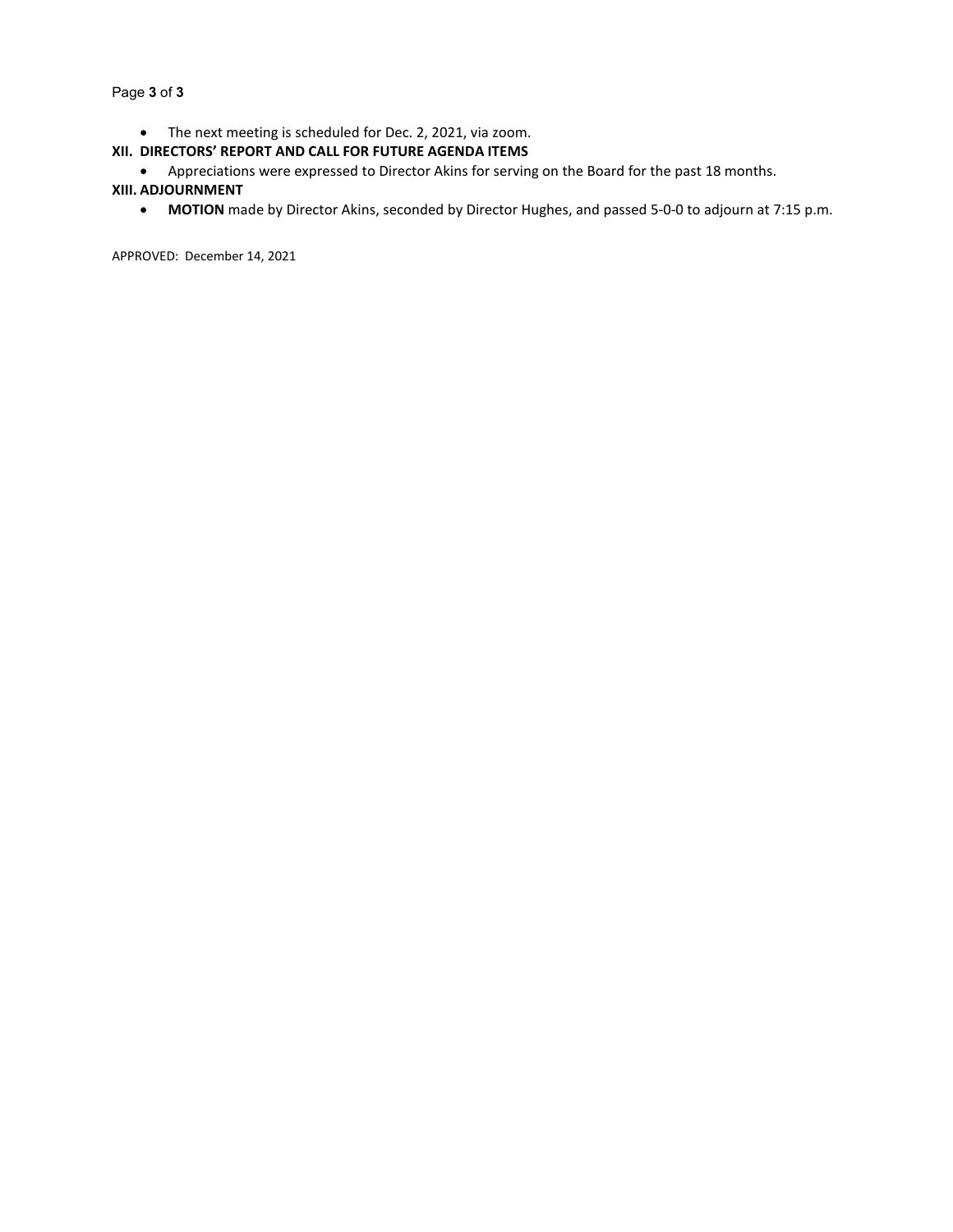- The next meeting is scheduled for Dec. 2, 2021, via zoom.

**XII. DIRECTORS' REPORT AND CALL FOR FUTURE AGENDA ITEMS**

- Appreciations were expressed to Director Akins for serving on the Board for the past 18 months.

**XIII. ADJOURNMENT**

- **MOTION** made by Director Akins, seconded by Director Hughes, and passed 5-0-0 to adjourn at 7:15 p.m.

APPROVED: December 14, 2021